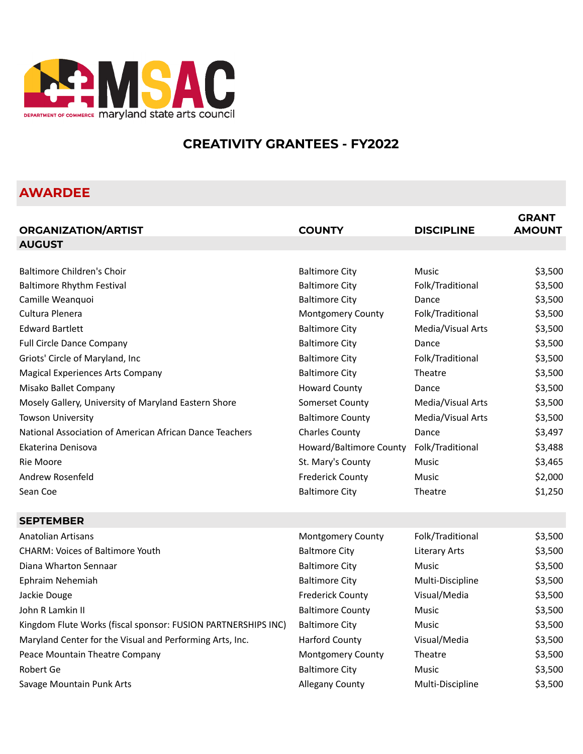MSAC
DEPARTMENT OF COMMERCE maryland state arts council

# CREATIVITY GRANTEES - FY2022

## AWARDEE

| ORGANIZATION/ARTIST | COUNTY | DISCIPLINE | GRANT AMOUNT |
|---|---|---|---|
| **AUGUST** | | | |
| Baltimore Children's Choir | Baltimore City | Music | $3,500 |
| Baltimore Rhythm Festival | Baltimore City | Folk/Traditional | $3,500 |
| Camille Weanquoi | Baltimore City | Dance | $3,500 |
| Cultura Plenera | Montgomery County | Folk/Traditional | $3,500 |
| Edward Bartlett | Baltimore City | Media/Visual Arts | $3,500 |
| Full Circle Dance Company | Baltimore City | Dance | $3,500 |
| Griots' Circle of Maryland, Inc | Baltimore City | Folk/Traditional | $3,500 |
| Magical Experiences Arts Company | Baltimore City | Theatre | $3,500 |
| Misako Ballet Company | Howard County | Dance | $3,500 |
| Mosely Gallery, University of Maryland Eastern Shore | Somerset County | Media/Visual Arts | $3,500 |
| Towson University | Baltimore County | Media/Visual Arts | $3,500 |
| National Association of American African Dance Teachers | Charles County | Dance | $3,497 |
| Ekaterina Denisova | Howard/Baltimore County | Folk/Traditional | $3,488 |
| Rie Moore | St. Mary's County | Music | $3,465 |
| Andrew Rosenfeld | Frederick County | Music | $2,000 |
| Sean Coe | Baltimore City | Theatre | $1,250 |
| **SEPTEMBER** | | | |
| Anatolian Artisans | Montgomery County | Folk/Traditional | $3,500 |
| CHARM: Voices of Baltimore Youth | Baltmore City | Literary Arts | $3,500 |
| Diana Wharton Sennaar | Baltimore City | Music | $3,500 |
| Ephraim Nehemiah | Baltimore City | Multi-Discipline | $3,500 |
| Jackie Douge | Frederick County | Visual/Media | $3,500 |
| John R Lamkin II | Baltimore County | Music | $3,500 |
| Kingdom Flute Works (fiscal sponsor: FUSION PARTNERSHIPS INC) | Baltimore City | Music | $3,500 |
| Maryland Center for the Visual and Performing Arts, Inc. | Harford County | Visual/Media | $3,500 |
| Peace Mountain Theatre Company | Montgomery County | Theatre | $3,500 |
| Robert Ge | Baltimore City | Music | $3,500 |
| Savage Mountain Punk Arts | Allegany County | Multi-Discipline | $3,500 |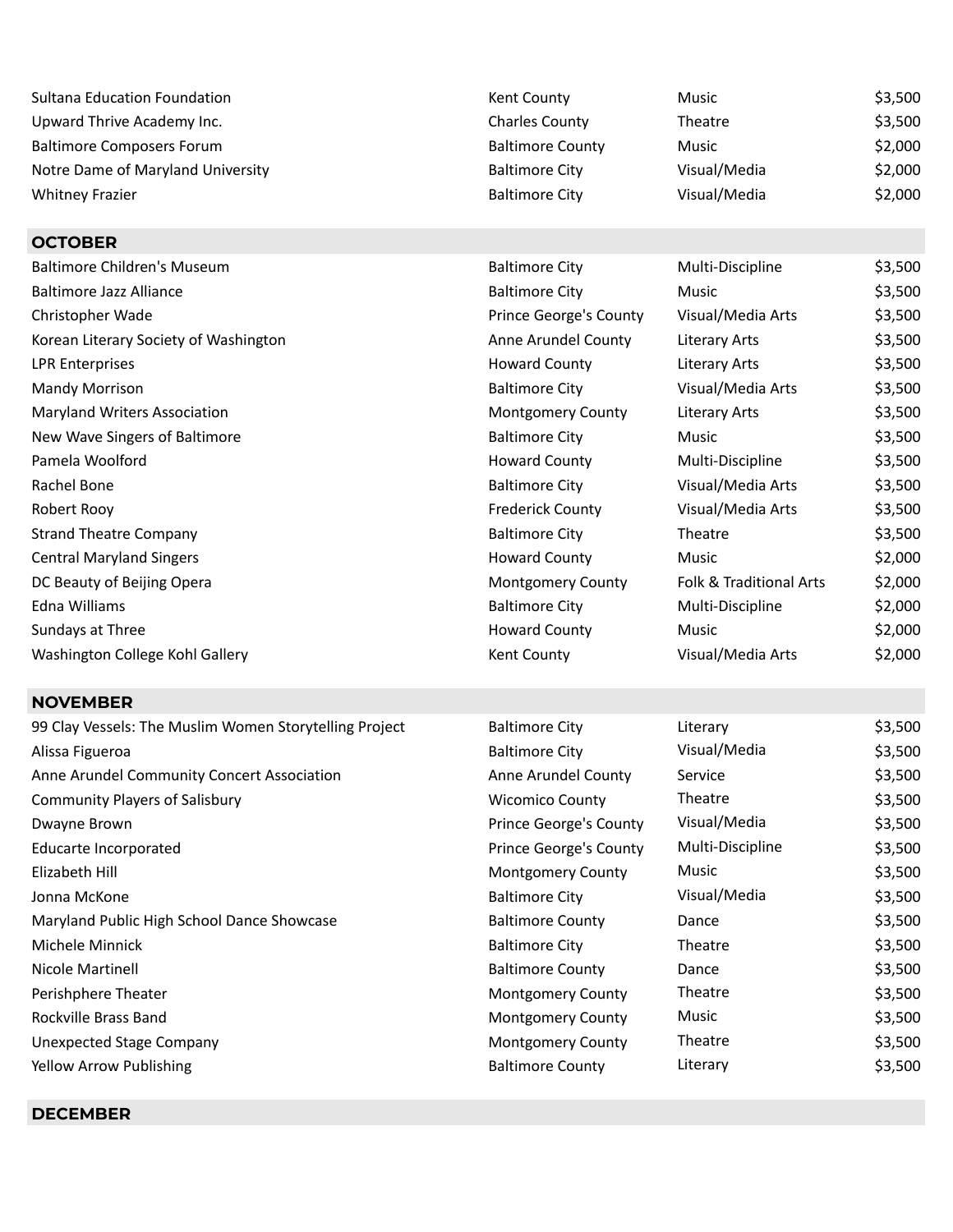| | | | |
|---|---|---|---|
| Sultana Education Foundation | Kent County | Music | $3,500 |
| Upward Thrive Academy Inc. | Charles County | Theatre | $3,500 |
| Baltimore Composers Forum | Baltimore County | Music | $2,000 |
| Notre Dame of Maryland University | Baltimore City | Visual/Media | $2,000 |
| Whitney Frazier | Baltimore City | Visual/Media | $2,000 |

**OCTOBER**

| | | | |
|---|---|---|---|
| Baltimore Children's Museum | Baltimore City | Multi-Discipline | $3,500 |
| Baltimore Jazz Alliance | Baltimore City | Music | $3,500 |
| Christopher Wade | Prince George's County | Visual/Media Arts | $3,500 |
| Korean Literary Society of Washington | Anne Arundel County | Literary Arts | $3,500 |
| LPR Enterprises | Howard County | Literary Arts | $3,500 |
| Mandy Morrison | Baltimore City | Visual/Media Arts | $3,500 |
| Maryland Writers Association | Montgomery County | Literary Arts | $3,500 |
| New Wave Singers of Baltimore | Baltimore City | Music | $3,500 |
| Pamela Woolford | Howard County | Multi-Discipline | $3,500 |
| Rachel Bone | Baltimore City | Visual/Media Arts | $3,500 |
| Robert Rooy | Frederick County | Visual/Media Arts | $3,500 |
| Strand Theatre Company | Baltimore City | Theatre | $3,500 |
| Central Maryland Singers | Howard County | Music | $2,000 |
| DC Beauty of Beijing Opera | Montgomery County | Folk & Traditional Arts | $2,000 |
| Edna Williams | Baltimore City | Multi-Discipline | $2,000 |
| Sundays at Three | Howard County | Music | $2,000 |
| Washington College Kohl Gallery | Kent County | Visual/Media Arts | $2,000 |

**NOVEMBER**

| | | | |
|---|---|---|---|
| 99 Clay Vessels: The Muslim Women Storytelling Project | Baltimore City | Literary | $3,500 |
| Alissa Figueroa | Baltimore City | Visual/Media | $3,500 |
| Anne Arundel Community Concert Association | Anne Arundel County | Service | $3,500 |
| Community Players of Salisbury | Wicomico County | Theatre | $3,500 |
| Dwayne Brown | Prince George's County | Visual/Media | $3,500 |
| Educarte Incorporated | Prince George's County | Multi-Discipline | $3,500 |
| Elizabeth Hill | Montgomery County | Music | $3,500 |
| Jonna McKone | Baltimore City | Visual/Media | $3,500 |
| Maryland Public High School Dance Showcase | Baltimore County | Dance | $3,500 |
| Michele Minnick | Baltimore City | Theatre | $3,500 |
| Nicole Martinell | Baltimore County | Dance | $3,500 |
| Perishphere Theater | Montgomery County | Theatre | $3,500 |
| Rockville Brass Band | Montgomery County | Music | $3,500 |
| Unexpected Stage Company | Montgomery County | Theatre | $3,500 |
| Yellow Arrow Publishing | Baltimore County | Literary | $3,500 |

**DECEMBER**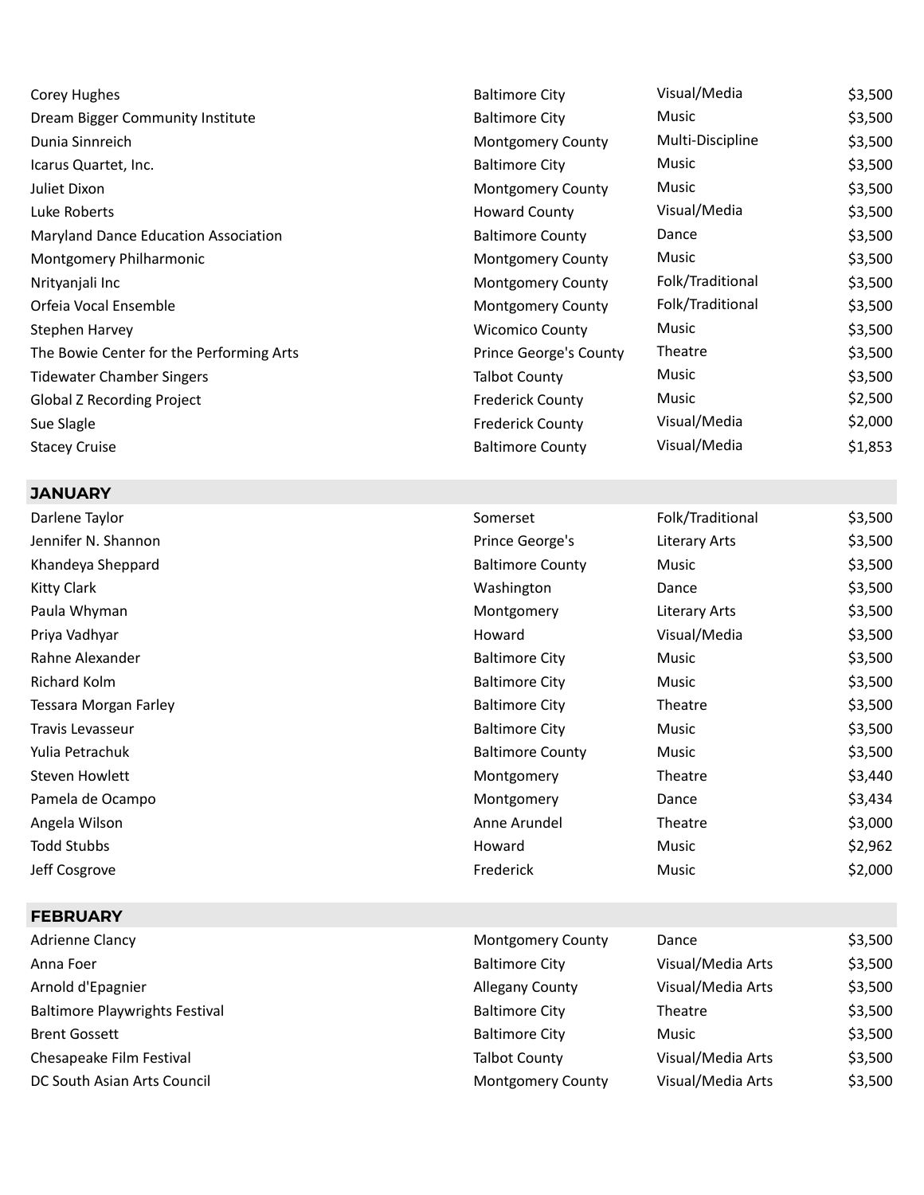| | | | |
|---|---|---|---|
| Corey Hughes | Baltimore City | Visual/Media | $3,500 |
| Dream Bigger Community Institute | Baltimore City | Music | $3,500 |
| Dunia Sinnreich | Montgomery County | Multi-Discipline | $3,500 |
| Icarus Quartet, Inc. | Baltimore City | Music | $3,500 |
| Juliet Dixon | Montgomery County | Music | $3,500 |
| Luke Roberts | Howard County | Visual/Media | $3,500 |
| Maryland Dance Education Association | Baltimore County | Dance | $3,500 |
| Montgomery Philharmonic | Montgomery County | Music | $3,500 |
| Nrityanjali Inc | Montgomery County | Folk/Traditional | $3,500 |
| Orfeia Vocal Ensemble | Montgomery County | Folk/Traditional | $3,500 |
| Stephen Harvey | Wicomico County | Music | $3,500 |
| The Bowie Center for the Performing Arts | Prince George's County | Theatre | $3,500 |
| Tidewater Chamber Singers | Talbot County | Music | $3,500 |
| Global Z Recording Project | Frederick County | Music | $2,500 |
| Sue Slagle | Frederick County | Visual/Media | $2,000 |
| Stacey Cruise | Baltimore County | Visual/Media | $1,853 |

## JANUARY

| | | | |
|---|---|---|---|
| Darlene Taylor | Somerset | Folk/Traditional | $3,500 |
| Jennifer N. Shannon | Prince George's | Literary Arts | $3,500 |
| Khandeya Sheppard | Baltimore County | Music | $3,500 |
| Kitty Clark | Washington | Dance | $3,500 |
| Paula Whyman | Montgomery | Literary Arts | $3,500 |
| Priya Vadhyar | Howard | Visual/Media | $3,500 |
| Rahne Alexander | Baltimore City | Music | $3,500 |
| Richard Kolm | Baltimore City | Music | $3,500 |
| Tessara Morgan Farley | Baltimore City | Theatre | $3,500 |
| Travis Levasseur | Baltimore City | Music | $3,500 |
| Yulia Petrachuk | Baltimore County | Music | $3,500 |
| Steven Howlett | Montgomery | Theatre | $3,440 |
| Pamela de Ocampo | Montgomery | Dance | $3,434 |
| Angela Wilson | Anne Arundel | Theatre | $3,000 |
| Todd Stubbs | Howard | Music | $2,962 |
| Jeff Cosgrove | Frederick | Music | $2,000 |

## FEBRUARY

| | | | |
|---|---|---|---|
| Adrienne Clancy | Montgomery County | Dance | $3,500 |
| Anna Foer | Baltimore City | Visual/Media Arts | $3,500 |
| Arnold d'Epagnier | Allegany County | Visual/Media Arts | $3,500 |
| Baltimore Playwrights Festival | Baltimore City | Theatre | $3,500 |
| Brent Gossett | Baltimore City | Music | $3,500 |
| Chesapeake Film Festival | Talbot County | Visual/Media Arts | $3,500 |
| DC South Asian Arts Council | Montgomery County | Visual/Media Arts | $3,500 |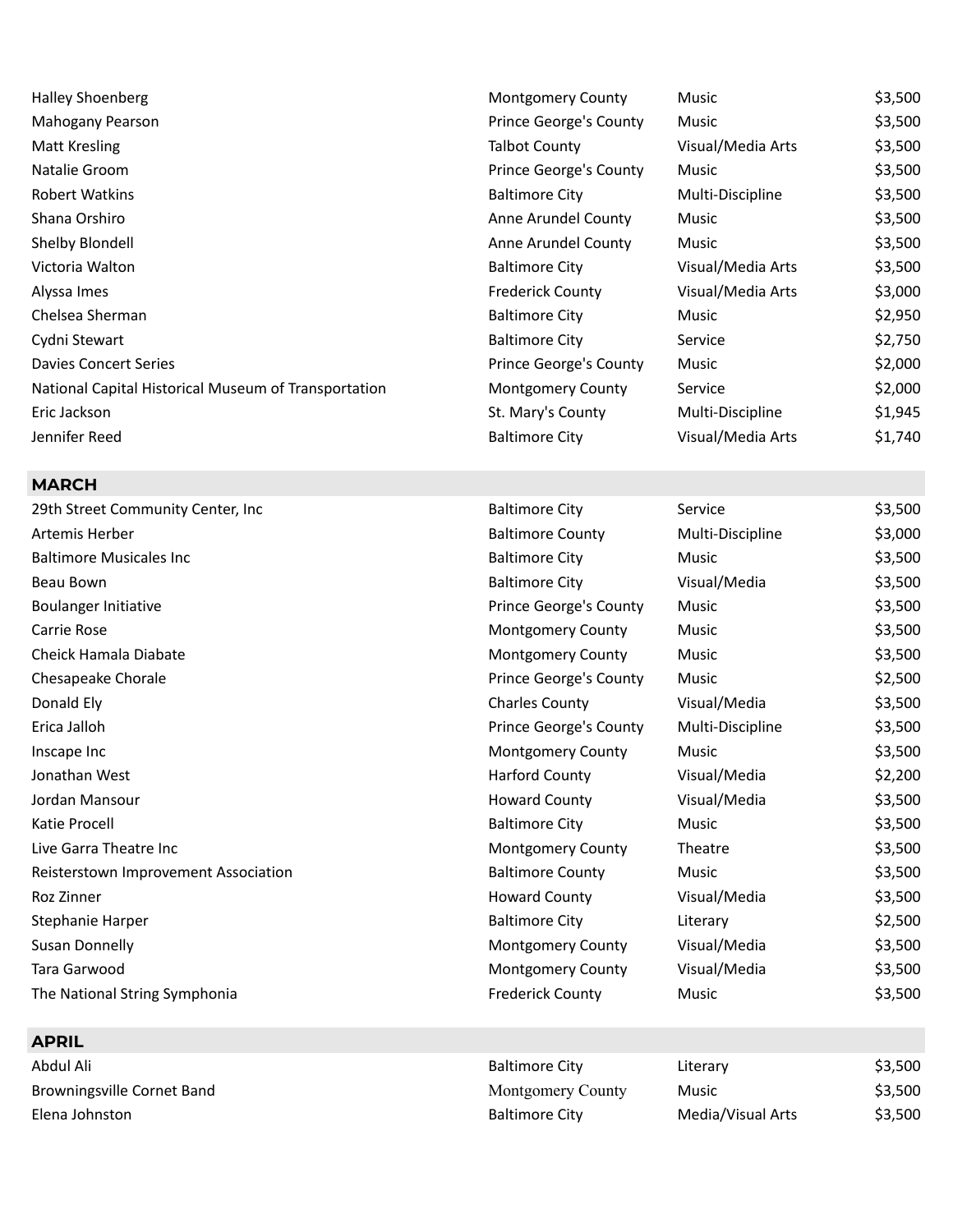| | | | |
|---|---|---|---|
| Halley Shoenberg | Montgomery County | Music | $3,500 |
| Mahogany Pearson | Prince George's County | Music | $3,500 |
| Matt Kresling | Talbot County | Visual/Media Arts | $3,500 |
| Natalie Groom | Prince George's County | Music | $3,500 |
| Robert Watkins | Baltimore City | Multi-Discipline | $3,500 |
| Shana Orshiro | Anne Arundel County | Music | $3,500 |
| Shelby Blondell | Anne Arundel County | Music | $3,500 |
| Victoria Walton | Baltimore City | Visual/Media Arts | $3,500 |
| Alyssa Imes | Frederick County | Visual/Media Arts | $3,000 |
| Chelsea Sherman | Baltimore City | Music | $2,950 |
| Cydni Stewart | Baltimore City | Service | $2,750 |
| Davies Concert Series | Prince George's County | Music | $2,000 |
| National Capital Historical Museum of Transportation | Montgomery County | Service | $2,000 |
| Eric Jackson | St. Mary's County | Multi-Discipline | $1,945 |
| Jennifer Reed | Baltimore City | Visual/Media Arts | $1,740 |

## MARCH

| | | | |
|---|---|---|---|
| 29th Street Community Center, Inc | Baltimore City | Service | $3,500 |
| Artemis Herber | Baltimore County | Multi-Discipline | $3,000 |
| Baltimore Musicales Inc | Baltimore City | Music | $3,500 |
| Beau Bown | Baltimore City | Visual/Media | $3,500 |
| Boulanger Initiative | Prince George's County | Music | $3,500 |
| Carrie Rose | Montgomery County | Music | $3,500 |
| Cheick Hamala Diabate | Montgomery County | Music | $3,500 |
| Chesapeake Chorale | Prince George's County | Music | $2,500 |
| Donald Ely | Charles County | Visual/Media | $3,500 |
| Erica Jalloh | Prince George's County | Multi-Discipline | $3,500 |
| Inscape Inc | Montgomery County | Music | $3,500 |
| Jonathan West | Harford County | Visual/Media | $2,200 |
| Jordan Mansour | Howard County | Visual/Media | $3,500 |
| Katie Procell | Baltimore City | Music | $3,500 |
| Live Garra Theatre Inc | Montgomery County | Theatre | $3,500 |
| Reisterstown Improvement Association | Baltimore County | Music | $3,500 |
| Roz Zinner | Howard County | Visual/Media | $3,500 |
| Stephanie Harper | Baltimore City | Literary | $2,500 |
| Susan Donnelly | Montgomery County | Visual/Media | $3,500 |
| Tara Garwood | Montgomery County | Visual/Media | $3,500 |
| The National String Symphonia | Frederick County | Music | $3,500 |

## APRIL

| | | | |
|---|---|---|---|
| Abdul Ali | Baltimore City | Literary | $3,500 |
| Browningsville Cornet Band | Montgomery County | Music | $3,500 |
| Elena Johnston | Baltimore City | Media/Visual Arts | $3,500 |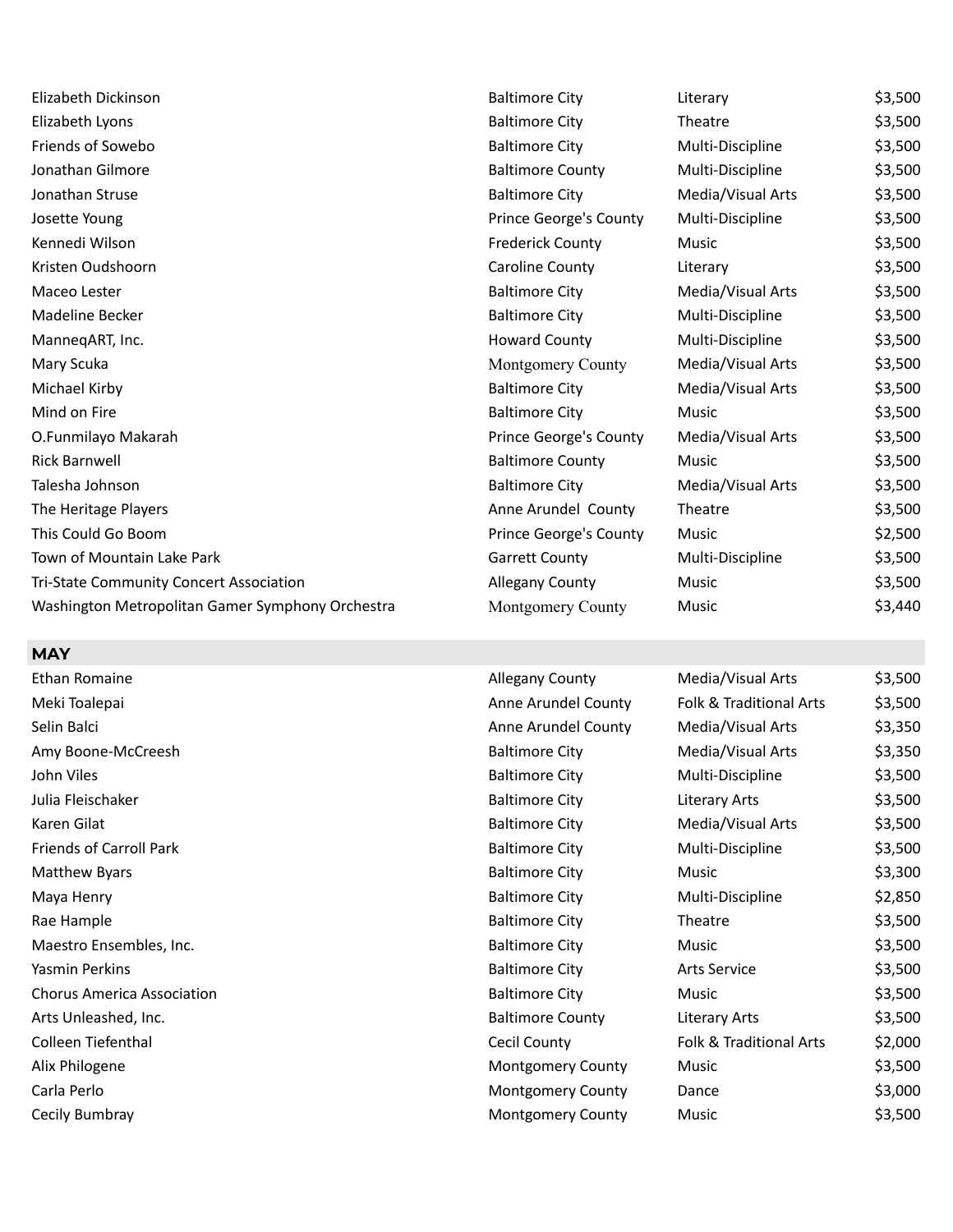| | | | |
|---|---|---|---|
| Elizabeth Dickinson | Baltimore City | Literary | $3,500 |
| Elizabeth Lyons | Baltimore City | Theatre | $3,500 |
| Friends of Sowebo | Baltimore City | Multi-Discipline | $3,500 |
| Jonathan Gilmore | Baltimore County | Multi-Discipline | $3,500 |
| Jonathan Struse | Baltimore City | Media/Visual Arts | $3,500 |
| Josette Young | Prince George's County | Multi-Discipline | $3,500 |
| Kennedi Wilson | Frederick County | Music | $3,500 |
| Kristen Oudshoorn | Caroline County | Literary | $3,500 |
| Maceo Lester | Baltimore City | Media/Visual Arts | $3,500 |
| Madeline Becker | Baltimore City | Multi-Discipline | $3,500 |
| ManneqART, Inc. | Howard County | Multi-Discipline | $3,500 |
| Mary Scuka | Montgomery County | Media/Visual Arts | $3,500 |
| Michael Kirby | Baltimore City | Media/Visual Arts | $3,500 |
| Mind on Fire | Baltimore City | Music | $3,500 |
| O.Funmilayo Makarah | Prince George's County | Media/Visual Arts | $3,500 |
| Rick Barnwell | Baltimore County | Music | $3,500 |
| Talesha Johnson | Baltimore City | Media/Visual Arts | $3,500 |
| The Heritage Players | Anne Arundel County | Theatre | $3,500 |
| This Could Go Boom | Prince George's County | Music | $2,500 |
| Town of Mountain Lake Park | Garrett County | Multi-Discipline | $3,500 |
| Tri-State Community Concert Association | Allegany County | Music | $3,500 |
| Washington Metropolitan Gamer Symphony Orchestra | Montgomery County | Music | $3,440 |

## MAY

| | | | |
|---|---|---|---|
| Ethan Romaine | Allegany County | Media/Visual Arts | $3,500 |
| Meki Toalepai | Anne Arundel County | Folk & Traditional Arts | $3,500 |
| Selin Balci | Anne Arundel County | Media/Visual Arts | $3,350 |
| Amy Boone-McCreesh | Baltimore City | Media/Visual Arts | $3,350 |
| John Viles | Baltimore City | Multi-Discipline | $3,500 |
| Julia Fleischaker | Baltimore City | Literary Arts | $3,500 |
| Karen Gilat | Baltimore City | Media/Visual Arts | $3,500 |
| Friends of Carroll Park | Baltimore City | Multi-Discipline | $3,500 |
| Matthew Byars | Baltimore City | Music | $3,300 |
| Maya Henry | Baltimore City | Multi-Discipline | $2,850 |
| Rae Hample | Baltimore City | Theatre | $3,500 |
| Maestro Ensembles, Inc. | Baltimore City | Music | $3,500 |
| Yasmin Perkins | Baltimore City | Arts Service | $3,500 |
| Chorus America Association | Baltimore City | Music | $3,500 |
| Arts Unleashed, Inc. | Baltimore County | Literary Arts | $3,500 |
| Colleen Tiefenthal | Cecil County | Folk & Traditional Arts | $2,000 |
| Alix Philogene | Montgomery County | Music | $3,500 |
| Carla Perlo | Montgomery County | Dance | $3,000 |
| Cecily Bumbray | Montgomery County | Music | $3,500 |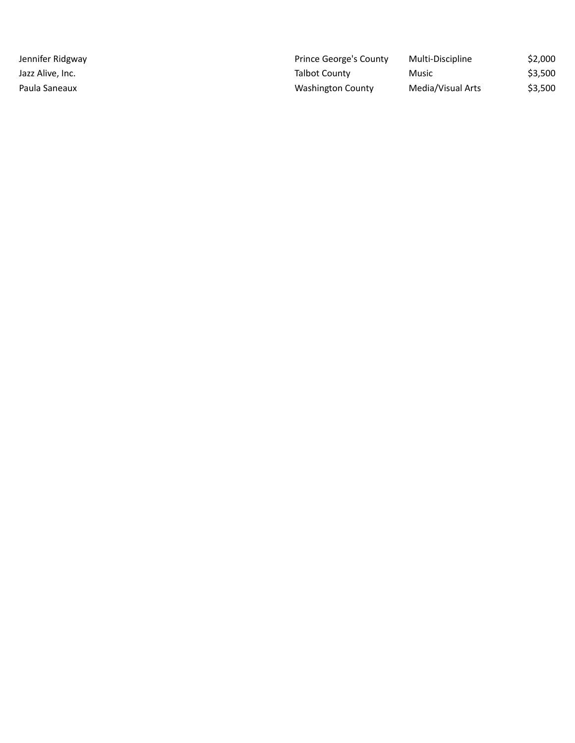| | | | |
|---|---|---|---|
| Jennifer Ridgway | Prince George's County | Multi-Discipline | $2,000 |
| Jazz Alive, Inc. | Talbot County | Music | $3,500 |
| Paula Saneaux | Washington County | Media/Visual Arts | $3,500 |